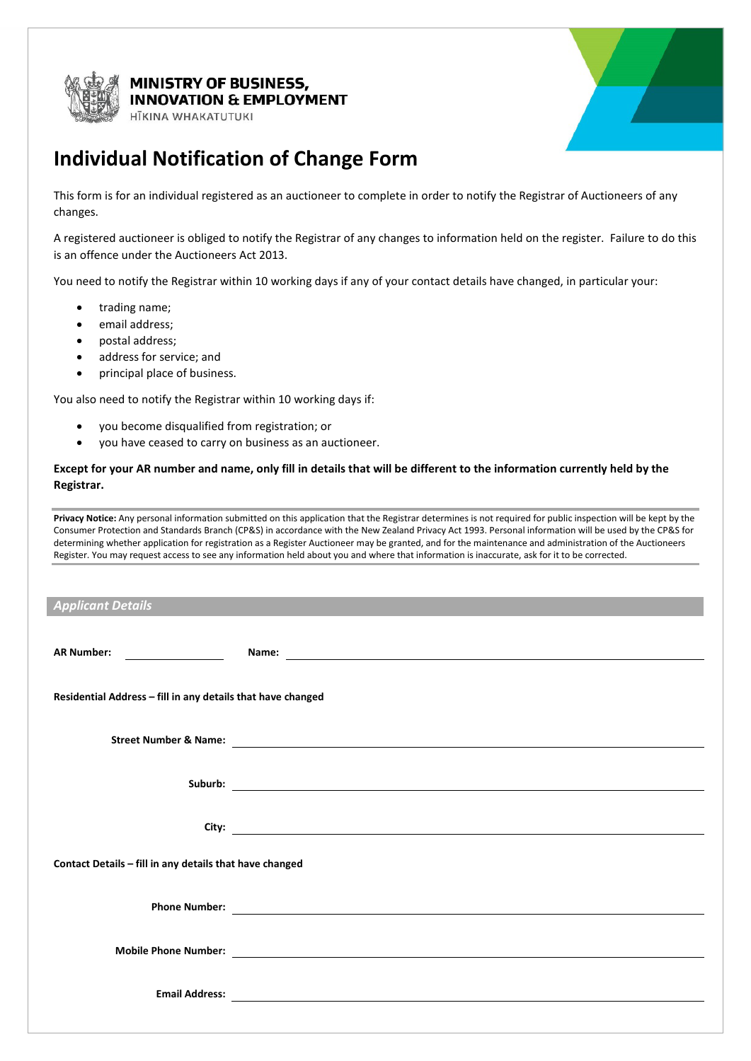MINISTRY OF BUSINESS, INNOVATION & EMPLOYMENT
HĪKINA WHAKATUTUKI

# Individual Notification of Change Form

This form is for an individual registered as an auctioneer to complete in order to notify the Registrar of Auctioneers of any changes.

A registered auctioneer is obliged to notify the Registrar of any changes to information held on the register. Failure to do this is an offence under the Auctioneers Act 2013.

You need to notify the Registrar within 10 working days if any of your contact details have changed, in particular your:

- trading name;
- email address;
- postal address;
- address for service; and
- principal place of business.

You also need to notify the Registrar within 10 working days if:

- you become disqualified from registration; or
- you have ceased to carry on business as an auctioneer.

**Except for your AR number and name, only fill in details that will be different to the information currently held by the Registrar.**

**Privacy Notice:** Any personal information submitted on this application that the Registrar determines is not required for public inspection will be kept by the Consumer Protection and Standards Branch (CP&S) in accordance with the New Zealand Privacy Act 1993. Personal information will be used by the CP&S for determining whether application for registration as a Register Auctioneer may be granted, and for the maintenance and administration of the Auctioneers Register. You may request access to see any information held about you and where that information is inaccurate, ask for it to be corrected.

## *Applicant Details*

**AR Number:** ____________ **Name:** ____________________________________________

**Residential Address – fill in any details that have changed**

**Street Number & Name:** ____________________________________________

**Suburb:** ____________________________________________

**City:** ____________________________________________

**Contact Details – fill in any details that have changed**

**Phone Number:** ____________________________________________

**Mobile Phone Number:** ____________________________________________

**Email Address:** ____________________________________________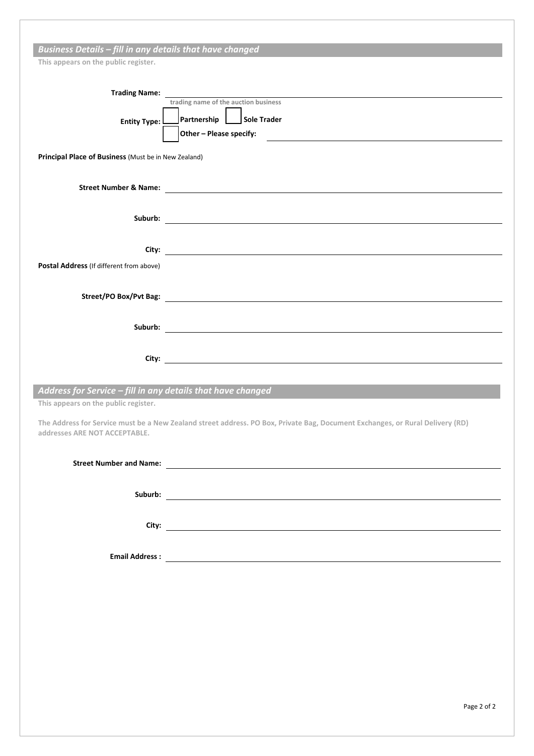## *Business Details – fill in any details that have changed*

**This appears on the public register.**

**Trading Name:** ____________________

trading name of the auction business

**Entity Type:** ☐ **Partnership** ☐ **Sole Trader**

☐ **Other – Please specify:** ____________________

**Principal Place of Business** (Must be in New Zealand)

**Street Number & Name:** ____________________

**Suburb:** ____________________

**City:** ____________________

**Postal Address** (If different from above)

**Street/PO Box/Pvt Bag:** ____________________

**Suburb:** ____________________

**City:** ____________________

## *Address for Service – fill in any details that have changed*

**This appears on the public register.**

**The Address for Service must be a New Zealand street address. PO Box, Private Bag, Document Exchanges, or Rural Delivery (RD) addresses ARE NOT ACCEPTABLE.**

**Street Number and Name:** ____________________

**Suburb:** ____________________

**City:** ____________________

**Email Address :** ____________________